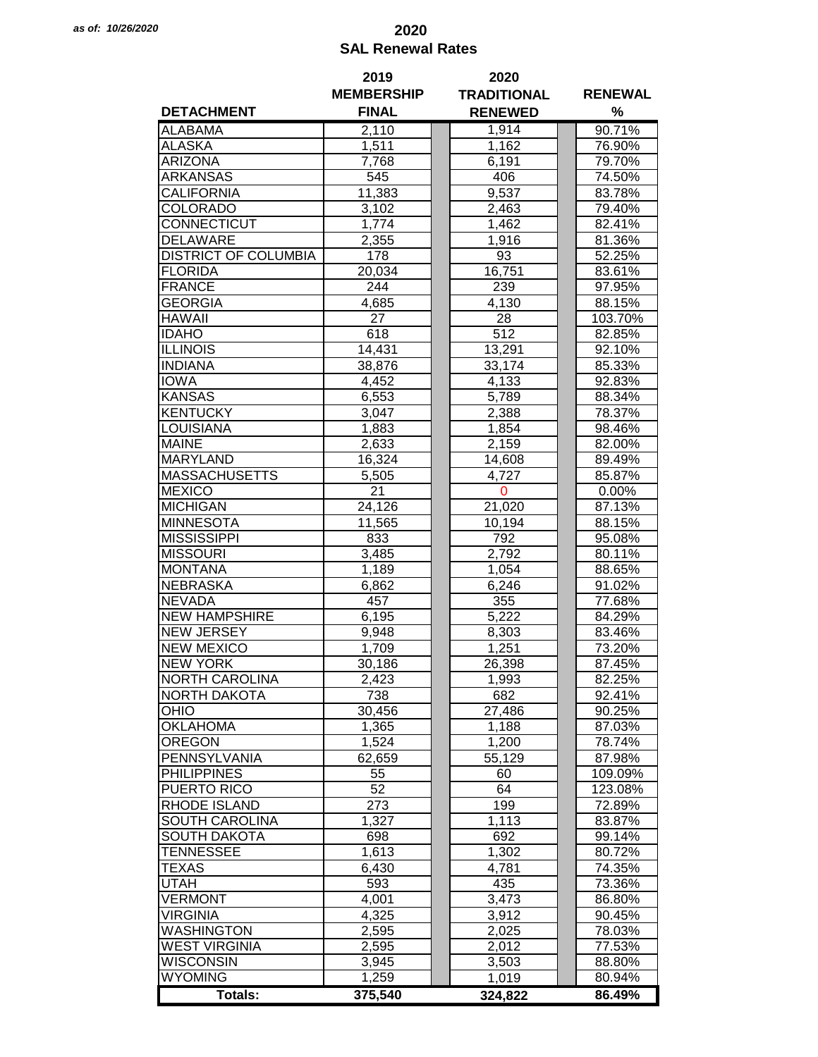*as of: 10/26/2020*

# 2020
## SAL Renewal Rates

| DETACHMENT | 2019 MEMBERSHIP FINAL | 2020 TRADITIONAL RENEWED | RENEWAL % |
|---|---|---|---|
| ALABAMA | 2,110 | 1,914 | 90.71% |
| ALASKA | 1,511 | 1,162 | 76.90% |
| ARIZONA | 7,768 | 6,191 | 79.70% |
| ARKANSAS | 545 | 406 | 74.50% |
| CALIFORNIA | 11,383 | 9,537 | 83.78% |
| COLORADO | 3,102 | 2,463 | 79.40% |
| CONNECTICUT | 1,774 | 1,462 | 82.41% |
| DELAWARE | 2,355 | 1,916 | 81.36% |
| DISTRICT OF COLUMBIA | 178 | 93 | 52.25% |
| FLORIDA | 20,034 | 16,751 | 83.61% |
| FRANCE | 244 | 239 | 97.95% |
| GEORGIA | 4,685 | 4,130 | 88.15% |
| HAWAII | 27 | 28 | 103.70% |
| IDAHO | 618 | 512 | 82.85% |
| ILLINOIS | 14,431 | 13,291 | 92.10% |
| INDIANA | 38,876 | 33,174 | 85.33% |
| IOWA | 4,452 | 4,133 | 92.83% |
| KANSAS | 6,553 | 5,789 | 88.34% |
| KENTUCKY | 3,047 | 2,388 | 78.37% |
| LOUISIANA | 1,883 | 1,854 | 98.46% |
| MAINE | 2,633 | 2,159 | 82.00% |
| MARYLAND | 16,324 | 14,608 | 89.49% |
| MASSACHUSETTS | 5,505 | 4,727 | 85.87% |
| MEXICO | 21 | 0 | 0.00% |
| MICHIGAN | 24,126 | 21,020 | 87.13% |
| MINNESOTA | 11,565 | 10,194 | 88.15% |
| MISSISSIPPI | 833 | 792 | 95.08% |
| MISSOURI | 3,485 | 2,792 | 80.11% |
| MONTANA | 1,189 | 1,054 | 88.65% |
| NEBRASKA | 6,862 | 6,246 | 91.02% |
| NEVADA | 457 | 355 | 77.68% |
| NEW HAMPSHIRE | 6,195 | 5,222 | 84.29% |
| NEW JERSEY | 9,948 | 8,303 | 83.46% |
| NEW MEXICO | 1,709 | 1,251 | 73.20% |
| NEW YORK | 30,186 | 26,398 | 87.45% |
| NORTH CAROLINA | 2,423 | 1,993 | 82.25% |
| NORTH DAKOTA | 738 | 682 | 92.41% |
| OHIO | 30,456 | 27,486 | 90.25% |
| OKLAHOMA | 1,365 | 1,188 | 87.03% |
| OREGON | 1,524 | 1,200 | 78.74% |
| PENNSYLVANIA | 62,659 | 55,129 | 87.98% |
| PHILIPPINES | 55 | 60 | 109.09% |
| PUERTO RICO | 52 | 64 | 123.08% |
| RHODE ISLAND | 273 | 199 | 72.89% |
| SOUTH CAROLINA | 1,327 | 1,113 | 83.87% |
| SOUTH DAKOTA | 698 | 692 | 99.14% |
| TENNESSEE | 1,613 | 1,302 | 80.72% |
| TEXAS | 6,430 | 4,781 | 74.35% |
| UTAH | 593 | 435 | 73.36% |
| VERMONT | 4,001 | 3,473 | 86.80% |
| VIRGINIA | 4,325 | 3,912 | 90.45% |
| WASHINGTON | 2,595 | 2,025 | 78.03% |
| WEST VIRGINIA | 2,595 | 2,012 | 77.53% |
| WISCONSIN | 3,945 | 3,503 | 88.80% |
| WYOMING | 1,259 | 1,019 | 80.94% |
| **Totals:** | **375,540** | **324,822** | **86.49%** |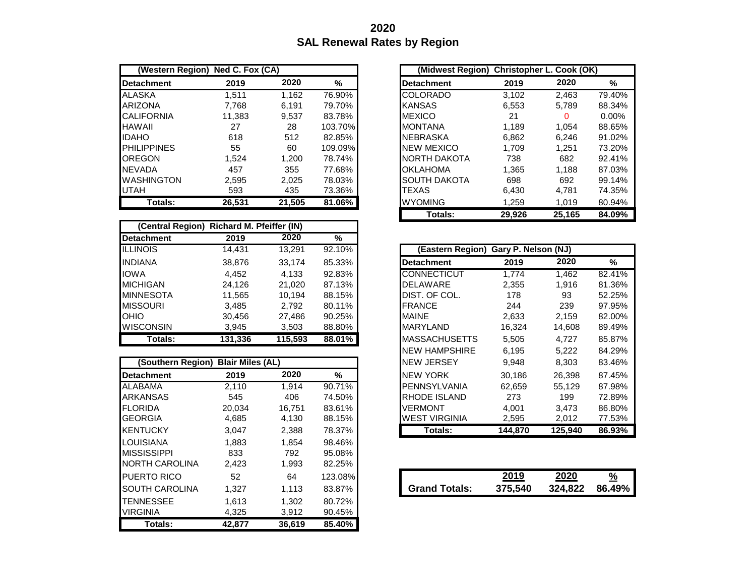# 2020
# SAL Renewal Rates by Region

| (Western Region) Ned C. Fox (CA) | | | |
|---|---|---|---|
| **Detachment** | **2019** | **2020** | **%** |
| ALASKA | 1,511 | 1,162 | 76.90% |
| ARIZONA | 7,768 | 6,191 | 79.70% |
| CALIFORNIA | 11,383 | 9,537 | 83.78% |
| HAWAII | 27 | 28 | 103.70% |
| IDAHO | 618 | 512 | 82.85% |
| PHILIPPINES | 55 | 60 | 109.09% |
| OREGON | 1,524 | 1,200 | 78.74% |
| NEVADA | 457 | 355 | 77.68% |
| WASHINGTON | 2,595 | 2,025 | 78.03% |
| UTAH | 593 | 435 | 73.36% |
| **Totals:** | **26,531** | **21,505** | **81.06%** |

| (Central Region) Richard M. Pfeiffer (IN) | | | |
|---|---|---|---|
| **Detachment** | **2019** | **2020** | **%** |
| ILLINOIS | 14,431 | 13,291 | 92.10% |
| INDIANA | 38,876 | 33,174 | 85.33% |
| IOWA | 4,452 | 4,133 | 92.83% |
| MICHIGAN | 24,126 | 21,020 | 87.13% |
| MINNESOTA | 11,565 | 10,194 | 88.15% |
| MISSOURI | 3,485 | 2,792 | 80.11% |
| OHIO | 30,456 | 27,486 | 90.25% |
| WISCONSIN | 3,945 | 3,503 | 88.80% |
| **Totals:** | **131,336** | **115,593** | **88.01%** |

| (Southern Region) Blair Miles (AL) | | | |
|---|---|---|---|
| **Detachment** | **2019** | **2020** | **%** |
| ALABAMA | 2,110 | 1,914 | 90.71% |
| ARKANSAS | 545 | 406 | 74.50% |
| FLORIDA | 20,034 | 16,751 | 83.61% |
| GEORGIA | 4,685 | 4,130 | 88.15% |
| KENTUCKY | 3,047 | 2,388 | 78.37% |
| LOUISIANA | 1,883 | 1,854 | 98.46% |
| MISSISSIPPI | 833 | 792 | 95.08% |
| NORTH CAROLINA | 2,423 | 1,993 | 82.25% |
| PUERTO RICO | 52 | 64 | 123.08% |
| SOUTH CAROLINA | 1,327 | 1,113 | 83.87% |
| TENNESSEE | 1,613 | 1,302 | 80.72% |
| VIRGINIA | 4,325 | 3,912 | 90.45% |
| **Totals:** | **42,877** | **36,619** | **85.40%** |

| (Midwest Region) Christopher L. Cook (OK) | | | |
|---|---|---|---|
| **Detachment** | **2019** | **2020** | **%** |
| COLORADO | 3,102 | 2,463 | 79.40% |
| KANSAS | 6,553 | 5,789 | 88.34% |
| MEXICO | 21 | 0 | 0.00% |
| MONTANA | 1,189 | 1,054 | 88.65% |
| NEBRASKA | 6,862 | 6,246 | 91.02% |
| NEW MEXICO | 1,709 | 1,251 | 73.20% |
| NORTH DAKOTA | 738 | 682 | 92.41% |
| OKLAHOMA | 1,365 | 1,188 | 87.03% |
| SOUTH DAKOTA | 698 | 692 | 99.14% |
| TEXAS | 6,430 | 4,781 | 74.35% |
| WYOMING | 1,259 | 1,019 | 80.94% |
| **Totals:** | **29,926** | **25,165** | **84.09%** |

| (Eastern Region) Gary P. Nelson (NJ) | | | |
|---|---|---|---|
| **Detachment** | **2019** | **2020** | **%** |
| CONNECTICUT | 1,774 | 1,462 | 82.41% |
| DELAWARE | 2,355 | 1,916 | 81.36% |
| DIST. OF COL. | 178 | 93 | 52.25% |
| FRANCE | 244 | 239 | 97.95% |
| MAINE | 2,633 | 2,159 | 82.00% |
| MARYLAND | 16,324 | 14,608 | 89.49% |
| MASSACHUSETTS | 5,505 | 4,727 | 85.87% |
| NEW HAMPSHIRE | 6,195 | 5,222 | 84.29% |
| NEW JERSEY | 9,948 | 8,303 | 83.46% |
| NEW YORK | 30,186 | 26,398 | 87.45% |
| PENNSYLVANIA | 62,659 | 55,129 | 87.98% |
| RHODE ISLAND | 273 | 199 | 72.89% |
| VERMONT | 4,001 | 3,473 | 86.80% |
| WEST VIRGINIA | 2,595 | 2,012 | 77.53% |
| **Totals:** | **144,870** | **125,940** | **86.93%** |

| | **2019** | **2020** | **%** |
|---|---|---|---|
| **Grand Totals:** | **375,540** | **324,822** | **86.49%** |